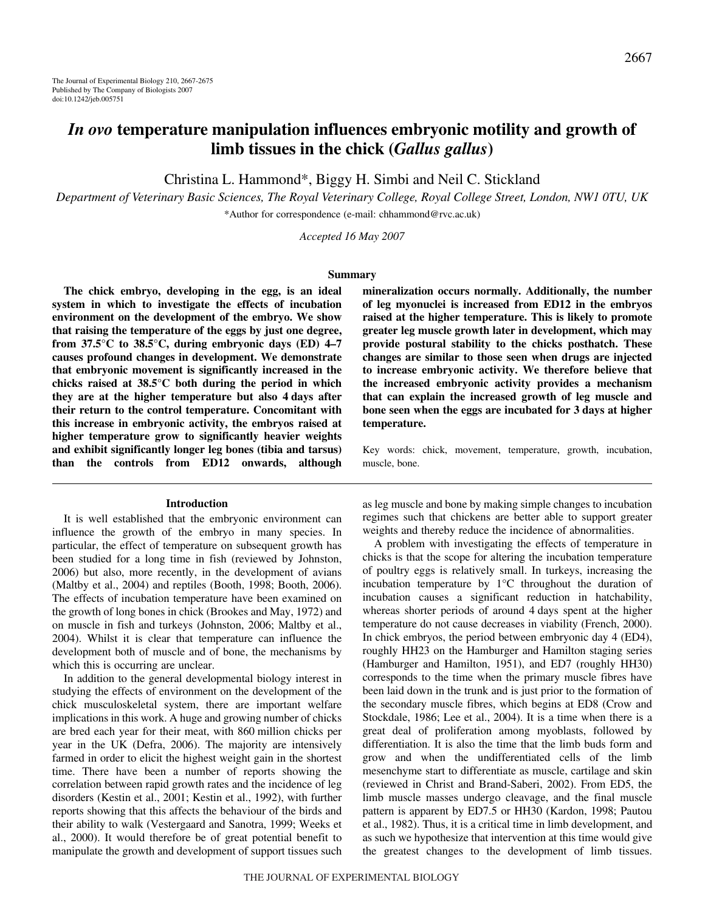# *In ovo* temperature manipulation influences embryonic motility and growth of limb tissues in the chick (*Gallus gallus*)

Christina L. Hammond*, Biggy H. Simbi and Neil C. Stickland

*Department of Veterinary Basic Sciences, The Royal Veterinary College, Royal College Street, London, NW1 0TU, UK*

*Author for correspondence (e-mail: chhammond@rvc.ac.uk)

*Accepted 16 May 2007*

## Summary

**The chick embryo, developing in the egg, is an ideal system in which to investigate the effects of incubation environment on the development of the embryo. We show that raising the temperature of the eggs by just one degree, from 37.5°C to 38.5°C, during embryonic days (ED) 4–7 causes profound changes in development. We demonstrate that embryonic movement is significantly increased in the chicks raised at 38.5°C both during the period in which they are at the higher temperature but also 4 days after their return to the control temperature. Concomitant with this increase in embryonic activity, the embryos raised at higher temperature grow to significantly heavier weights and exhibit significantly longer leg bones (tibia and tarsus) than the controls from ED12 onwards, although mineralization occurs normally. Additionally, the number of leg myonuclei is increased from ED12 in the embryos raised at the higher temperature. This is likely to promote greater leg muscle growth later in development, which may provide postural stability to the chicks posthatch. These changes are similar to those seen when drugs are injected to increase embryonic activity. We therefore believe that the increased embryonic activity provides a mechanism that can explain the increased growth of leg muscle and bone seen when the eggs are incubated for 3 days at higher temperature.**

Key words: chick, movement, temperature, growth, incubation, muscle, bone.

## Introduction

It is well established that the embryonic environment can influence the growth of the embryo in many species. In particular, the effect of temperature on subsequent growth has been studied for a long time in fish (reviewed by Johnston, 2006) but also, more recently, in the development of avians (Maltby et al., 2004) and reptiles (Booth, 1998; Booth, 2006). The effects of incubation temperature have been examined on the growth of long bones in chick (Brookes and May, 1972) and on muscle in fish and turkeys (Johnston, 2006; Maltby et al., 2004). Whilst it is clear that temperature can influence the development both of muscle and of bone, the mechanisms by which this is occurring are unclear.

In addition to the general developmental biology interest in studying the effects of environment on the development of the chick musculoskeletal system, there are important welfare implications in this work. A huge and growing number of chicks are bred each year for their meat, with 860 million chicks per year in the UK (Defra, 2006). The majority are intensively farmed in order to elicit the highest weight gain in the shortest time. There have been a number of reports showing the correlation between rapid growth rates and the incidence of leg disorders (Kestin et al., 2001; Kestin et al., 1992), with further reports showing that this affects the behaviour of the birds and their ability to walk (Vestergaard and Sanotra, 1999; Weeks et al., 2000). It would therefore be of great potential benefit to manipulate the growth and development of support tissues such as leg muscle and bone by making simple changes to incubation regimes such that chickens are better able to support greater weights and thereby reduce the incidence of abnormalities.

A problem with investigating the effects of temperature in chicks is that the scope for altering the incubation temperature of poultry eggs is relatively small. In turkeys, increasing the incubation temperature by 1°C throughout the duration of incubation causes a significant reduction in hatchability, whereas shorter periods of around 4 days spent at the higher temperature do not cause decreases in viability (French, 2000). In chick embryos, the period between embryonic day 4 (ED4), roughly HH23 on the Hamburger and Hamilton staging series (Hamburger and Hamilton, 1951), and ED7 (roughly HH30) corresponds to the time when the primary muscle fibres have been laid down in the trunk and is just prior to the formation of the secondary muscle fibres, which begins at ED8 (Crow and Stockdale, 1986; Lee et al., 2004). It is a time when there is a great deal of proliferation among myoblasts, followed by differentiation. It is also the time that the limb buds form and grow and when the undifferentiated cells of the limb mesenchyme start to differentiate as muscle, cartilage and skin (reviewed in Christ and Brand-Saberi, 2002). From ED5, the limb muscle masses undergo cleavage, and the final muscle pattern is apparent by ED7.5 or HH30 (Kardon, 1998; Pautou et al., 1982). Thus, it is a critical time in limb development, and as such we hypothesize that intervention at this time would give the greatest changes to the development of limb tissues.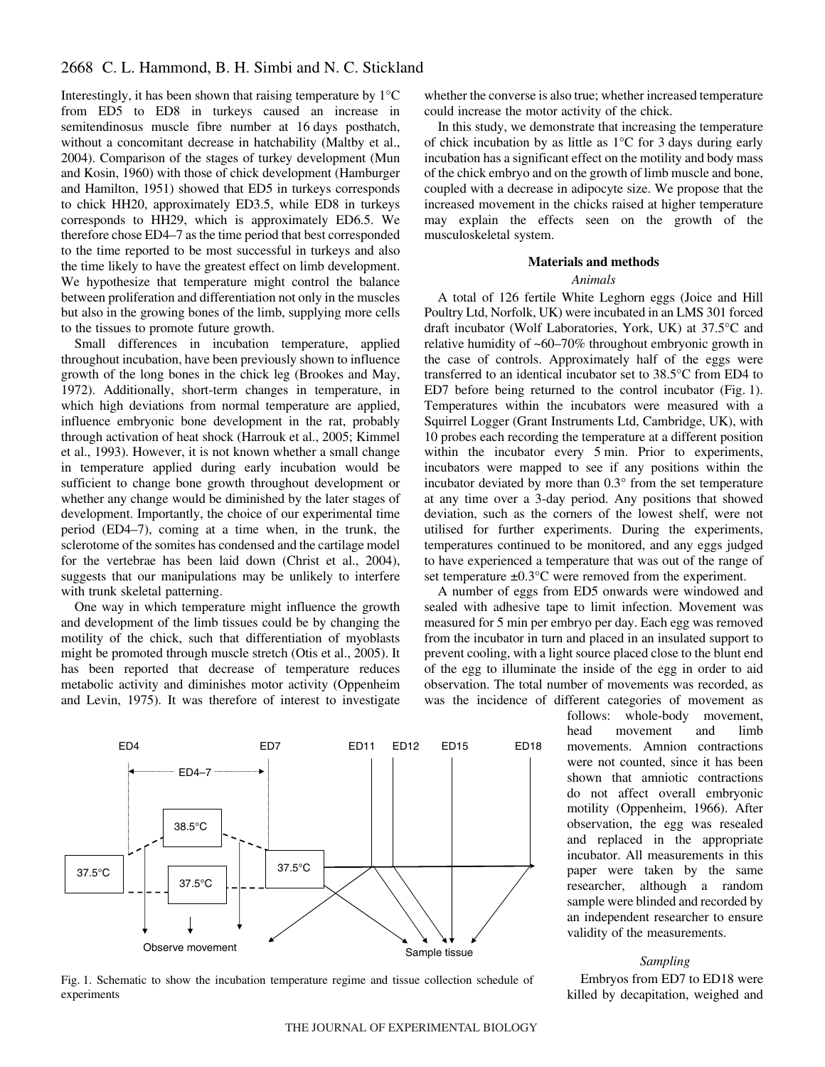Interestingly, it has been shown that raising temperature by 1°C from ED5 to ED8 in turkeys caused an increase in semitendinosus muscle fibre number at 16 days posthatch, without a concomitant decrease in hatchability (Maltby et al., 2004). Comparison of the stages of turkey development (Mun and Kosin, 1960) with those of chick development (Hamburger and Hamilton, 1951) showed that ED5 in turkeys corresponds to chick HH20, approximately ED3.5, while ED8 in turkeys corresponds to HH29, which is approximately ED6.5. We therefore chose ED4–7 as the time period that best corresponded to the time reported to be most successful in turkeys and also the time likely to have the greatest effect on limb development. We hypothesize that temperature might control the balance between proliferation and differentiation not only in the muscles but also in the growing bones of the limb, supplying more cells to the tissues to promote future growth.

Small differences in incubation temperature, applied throughout incubation, have been previously shown to influence growth of the long bones in the chick leg (Brookes and May, 1972). Additionally, short-term changes in temperature, in which high deviations from normal temperature are applied, influence embryonic bone development in the rat, probably through activation of heat shock (Harrouk et al., 2005; Kimmel et al., 1993). However, it is not known whether a small change in temperature applied during early incubation would be sufficient to change bone growth throughout development or whether any change would be diminished by the later stages of development. Importantly, the choice of our experimental time period (ED4–7), coming at a time when, in the trunk, the sclerotome of the somites has condensed and the cartilage model for the vertebrae has been laid down (Christ et al., 2004), suggests that our manipulations may be unlikely to interfere with trunk skeletal patterning.

One way in which temperature might influence the growth and development of the limb tissues could be by changing the motility of the chick, such that differentiation of myoblasts might be promoted through muscle stretch (Otis et al., 2005). It has been reported that decrease of temperature reduces metabolic activity and diminishes motor activity (Oppenheim and Levin, 1975). It was therefore of interest to investigate whether the converse is also true; whether increased temperature could increase the motor activity of the chick.

In this study, we demonstrate that increasing the temperature of chick incubation by as little as 1°C for 3 days during early incubation has a significant effect on the motility and body mass of the chick embryo and on the growth of limb muscle and bone, coupled with a decrease in adipocyte size. We propose that the increased movement in the chicks raised at higher temperature may explain the effects seen on the growth of the musculoskeletal system.

## Materials and methods

### *Animals*

A total of 126 fertile White Leghorn eggs (Joice and Hill Poultry Ltd, Norfolk, UK) were incubated in an LMS 301 forced draft incubator (Wolf Laboratories, York, UK) at 37.5°C and relative humidity of ~60–70% throughout embryonic growth in the case of controls. Approximately half of the eggs were transferred to an identical incubator set to 38.5°C from ED4 to ED7 before being returned to the control incubator (Fig. 1). Temperatures within the incubators were measured with a Squirrel Logger (Grant Instruments Ltd, Cambridge, UK), with 10 probes each recording the temperature at a different position within the incubator every 5 min. Prior to experiments, incubators were mapped to see if any positions within the incubator deviated by more than 0.3° from the set temperature at any time over a 3-day period. Any positions that showed deviation, such as the corners of the lowest shelf, were not utilised for further experiments. During the experiments, temperatures continued to be monitored, and any eggs judged to have experienced a temperature that was out of the range of set temperature ±0.3°C were removed from the experiment.

A number of eggs from ED5 onwards were windowed and sealed with adhesive tape to limit infection. Movement was measured for 5 min per embryo per day. Each egg was removed from the incubator in turn and placed in an insulated support to prevent cooling, with a light source placed close to the blunt end of the egg to illuminate the inside of the egg in order to aid observation. The total number of movements was recorded, as was the incidence of different categories of movement as follows: whole-body movement, head movement and limb movements. Amnion contractions were not counted, since it has been shown that amniotic contractions do not affect overall embryonic motility (Oppenheim, 1966). After observation, the egg was resealed and replaced in the appropriate incubator. All measurements in this paper were taken by the same researcher, although a random sample were blinded and recorded by an independent researcher to ensure validity of the measurements.

Fig. 1. Schematic to show the incubation temperature regime and tissue collection schedule of experiments

### *Sampling*

Embryos from ED7 to ED18 were killed by decapitation, weighed and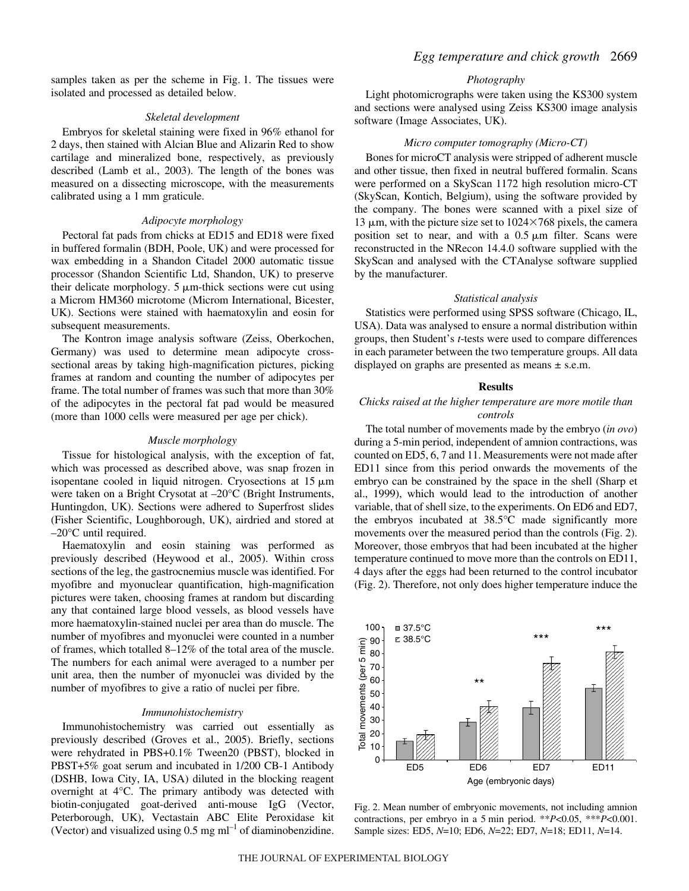samples taken as per the scheme in Fig. 1. The tissues were isolated and processed as detailed below.

### *Skeletal development*

Embryos for skeletal staining were fixed in 96% ethanol for 2 days, then stained with Alcian Blue and Alizarin Red to show cartilage and mineralized bone, respectively, as previously described (Lamb et al., 2003). The length of the bones was measured on a dissecting microscope, with the measurements calibrated using a 1 mm graticule.

### *Adipocyte morphology*

Pectoral fat pads from chicks at ED15 and ED18 were fixed in buffered formalin (BDH, Poole, UK) and were processed for wax embedding in a Shandon Citadel 2000 automatic tissue processor (Shandon Scientific Ltd, Shandon, UK) to preserve their delicate morphology. 5 μm-thick sections were cut using a Microm HM360 microtome (Microm International, Bicester, UK). Sections were stained with haematoxylin and eosin for subsequent measurements.

The Kontron image analysis software (Zeiss, Oberkochen, Germany) was used to determine mean adipocyte cross-sectional areas by taking high-magnification pictures, picking frames at random and counting the number of adipocytes per frame. The total number of frames was such that more than 30% of the adipocytes in the pectoral fat pad would be measured (more than 1000 cells were measured per age per chick).

### *Muscle morphology*

Tissue for histological analysis, with the exception of fat, which was processed as described above, was snap frozen in isopentane cooled in liquid nitrogen. Cryosections at 15 μm were taken on a Bright Crysotat at –20°C (Bright Instruments, Huntingdon, UK). Sections were adhered to Superfrost slides (Fisher Scientific, Loughborough, UK), airdried and stored at –20°C until required.

Haematoxylin and eosin staining was performed as previously described (Heywood et al., 2005). Within cross sections of the leg, the gastrocnemius muscle was identified. For myofibre and myonuclear quantification, high-magnification pictures were taken, choosing frames at random but discarding any that contained large blood vessels, as blood vessels have more haematoxylin-stained nuclei per area than do muscle. The number of myofibres and myonuclei were counted in a number of frames, which totalled 8–12% of the total area of the muscle. The numbers for each animal were averaged to a number per unit area, then the number of myonuclei was divided by the number of myofibres to give a ratio of nuclei per fibre.

### *Immunohistochemistry*

Immunohistochemistry was carried out essentially as previously described (Groves et al., 2005). Briefly, sections were rehydrated in PBS+0.1% Tween20 (PBST), blocked in PBST+5% goat serum and incubated in 1/200 CB-1 Antibody (DSHB, Iowa City, IA, USA) diluted in the blocking reagent overnight at 4°C. The primary antibody was detected with biotin-conjugated goat-derived anti-mouse IgG (Vector, Peterborough, UK), Vectastain ABC Elite Peroxidase kit (Vector) and visualized using 0.5 mg ml$^{-1}$ of diaminobenzidine.

### *Photography*

Light photomicrographs were taken using the KS300 system and sections were analysed using Zeiss KS300 image analysis software (Image Associates, UK).

### *Micro computer tomography (Micro-CT)*

Bones for microCT analysis were stripped of adherent muscle and other tissue, then fixed in neutral buffered formalin. Scans were performed on a SkyScan 1172 high resolution micro-CT (SkyScan, Kontich, Belgium), using the software provided by the company. The bones were scanned with a pixel size of 13 μm, with the picture size set to 1024×768 pixels, the camera position set to near, and with a 0.5 μm filter. Scans were reconstructed in the NRecon 14.4.0 software supplied with the SkyScan and analysed with the CTAnalyse software supplied by the manufacturer.

### *Statistical analysis*

Statistics were performed using SPSS software (Chicago, IL, USA). Data was analysed to ensure a normal distribution within groups, then Student's *t*-tests were used to compare differences in each parameter between the two temperature groups. All data displayed on graphs are presented as means ± s.e.m.

## Results

### *Chicks raised at the higher temperature are more motile than controls*

The total number of movements made by the embryo (*in ovo*) during a 5-min period, independent of amnion contractions, was counted on ED5, 6, 7 and 11. Measurements were not made after ED11 since from this period onwards the movements of the embryo can be constrained by the space in the shell (Sharp et al., 1999), which would lead to the introduction of another variable, that of shell size, to the experiments. On ED6 and ED7, the embryos incubated at 38.5°C made significantly more movements over the measured period than the controls (Fig. 2). Moreover, those embryos that had been incubated at the higher temperature continued to move more than the controls on ED11, 4 days after the eggs had been returned to the control incubator (Fig. 2). Therefore, not only does higher temperature induce the

Fig. 2. Mean number of embryonic movements, not including amnion contractions, per embryo in a 5 min period. \*\**P*<0.05, \*\*\**P*<0.001. Sample sizes: ED5, *N*=10; ED6, *N*=22; ED7, *N*=18; ED11, *N*=14.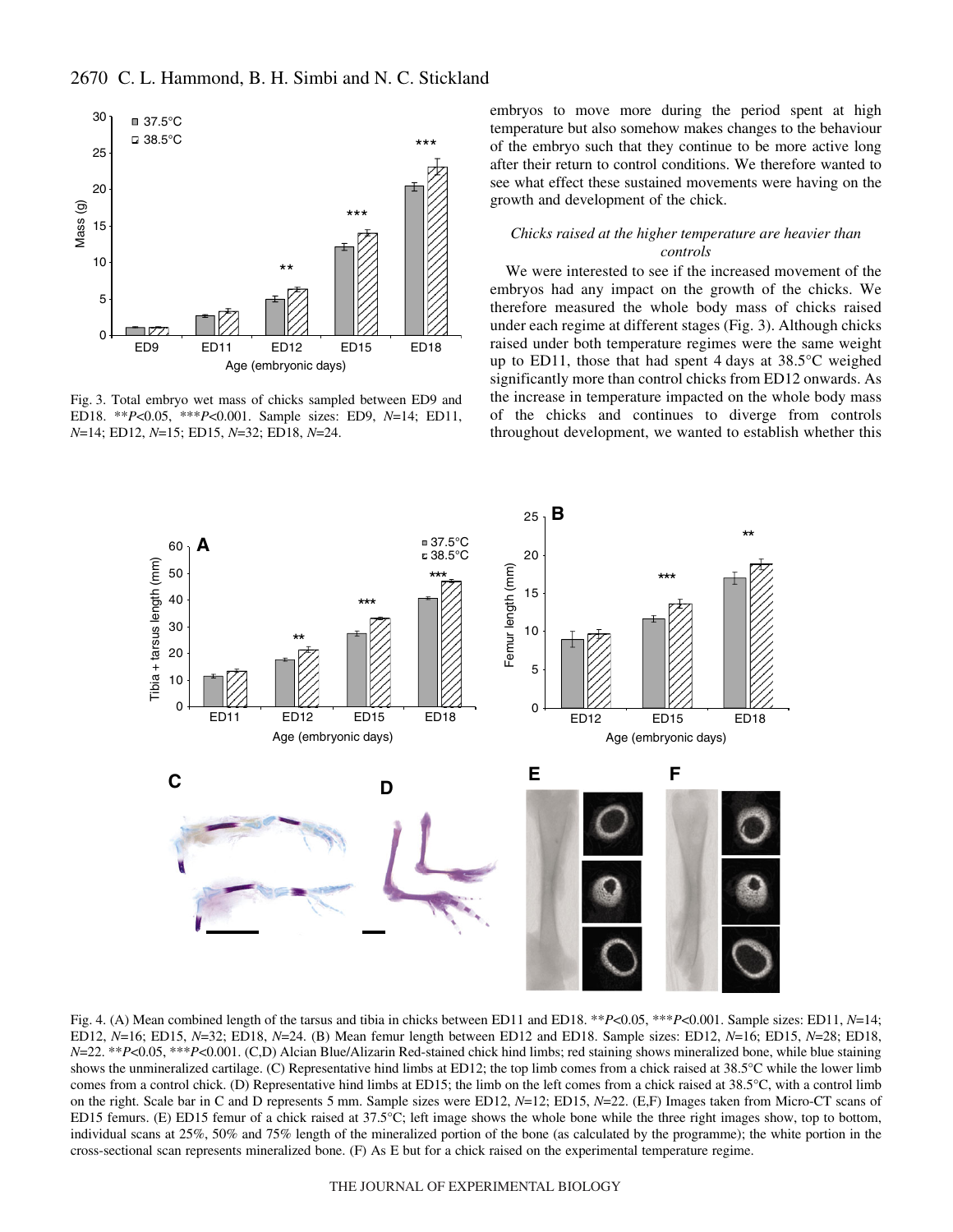Fig. 3. Total embryo wet mass of chicks sampled between ED9 and ED18. \*\*$P$<0.05, \*\*\*$P$<0.001. Sample sizes: ED9, $N$=14; ED11, $N$=14; ED12, $N$=15; ED15, $N$=32; ED18, $N$=24.

embryos to move more during the period spent at high temperature but also somehow makes changes to the behaviour of the embryo such that they continue to be more active long after their return to control conditions. We therefore wanted to see what effect these sustained movements were having on the growth and development of the chick.

### *Chicks raised at the higher temperature are heavier than controls*

We were interested to see if the increased movement of the embryos had any impact on the growth of the chicks. We therefore measured the whole body mass of chicks raised under each regime at different stages (Fig. 3). Although chicks raised under both temperature regimes were the same weight up to ED11, those that had spent 4 days at 38.5°C weighed significantly more than control chicks from ED12 onwards. As the increase in temperature impacted on the whole body mass of the chicks and continues to diverge from controls throughout development, we wanted to establish whether this

Fig. 4. (A) Mean combined length of the tarsus and tibia in chicks between ED11 and ED18. \*\*$P$<0.05, \*\*\*$P$<0.001. Sample sizes: ED11, $N$=14; ED12, $N$=16; ED15, $N$=32; ED18, $N$=24. (B) Mean femur length between ED12 and ED18. Sample sizes: ED12, $N$=16; ED15, $N$=28; ED18, $N$=22. \*\*$P$<0.05, \*\*\*$P$<0.001. (C,D) Alcian Blue/Alizarin Red-stained chick hind limbs; red staining shows mineralized bone, while blue staining shows the unmineralized cartilage. (C) Representative hind limbs at ED12; the top limb comes from a chick raised at 38.5°C while the lower limb comes from a control chick. (D) Representative hind limbs at ED15; the limb on the left comes from a chick raised at 38.5°C, with a control limb on the right. Scale bar in C and D represents 5 mm. Sample sizes were ED12, $N$=12; ED15, $N$=22. (E,F) Images taken from Micro-CT scans of ED15 femurs. (E) ED15 femur of a chick raised at 37.5°C; left image shows the whole bone while the three right images show, top to bottom, individual scans at 25%, 50% and 75% length of the mineralized portion of the bone (as calculated by the programme); the white portion in the cross-sectional scan represents mineralized bone. (F) As E but for a chick raised on the experimental temperature regime.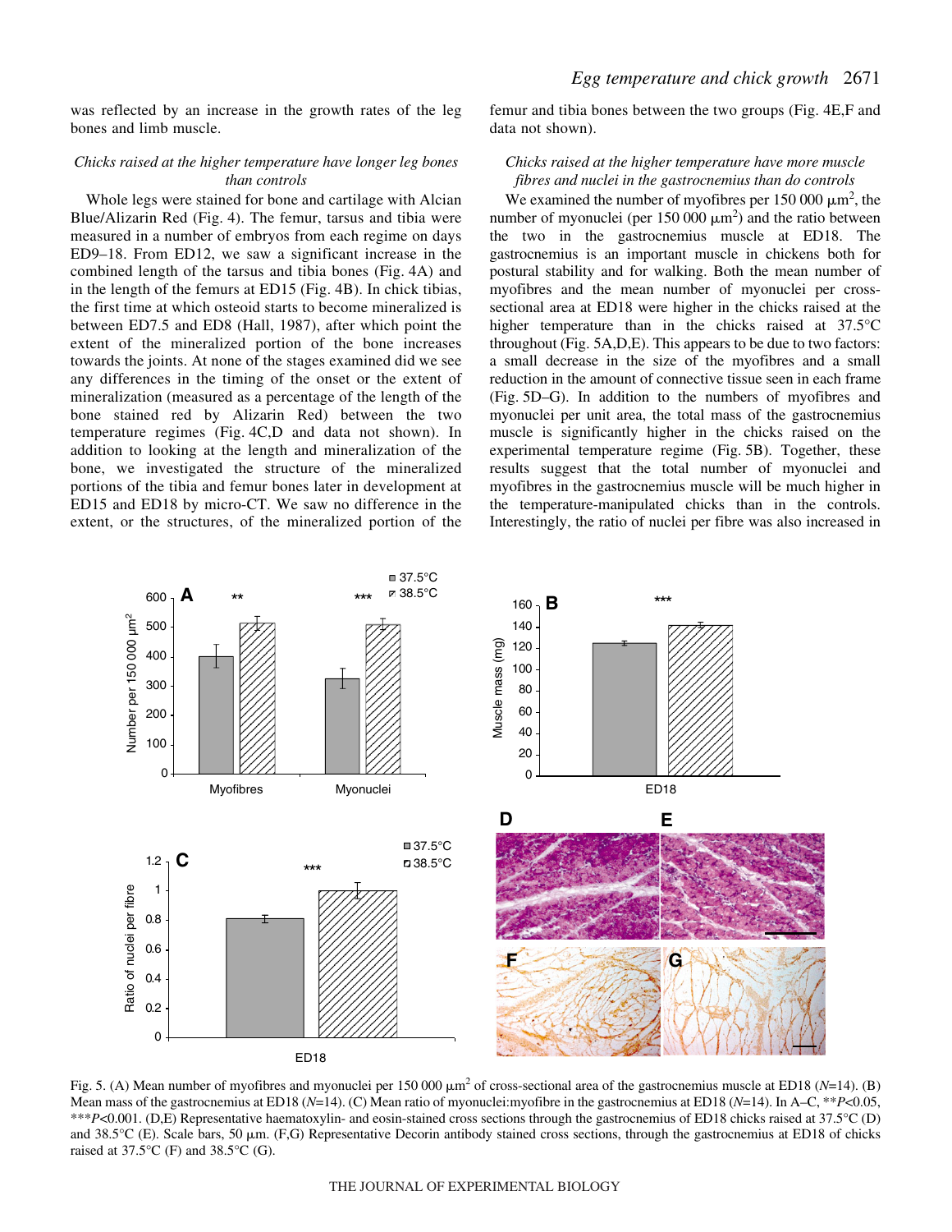was reflected by an increase in the growth rates of the leg bones and limb muscle.

### *Chicks raised at the higher temperature have longer leg bones than controls*

Whole legs were stained for bone and cartilage with Alcian Blue/Alizarin Red (Fig. 4). The femur, tarsus and tibia were measured in a number of embryos from each regime on days ED9–18. From ED12, we saw a significant increase in the combined length of the tarsus and tibia bones (Fig. 4A) and in the length of the femurs at ED15 (Fig. 4B). In chick tibias, the first time at which osteoid starts to become mineralized is between ED7.5 and ED8 (Hall, 1987), after which point the extent of the mineralized portion of the bone increases towards the joints. At none of the stages examined did we see any differences in the timing of the onset or the extent of mineralization (measured as a percentage of the length of the bone stained red by Alizarin Red) between the two temperature regimes (Fig. 4C,D and data not shown). In addition to looking at the length and mineralization of the bone, we investigated the structure of the mineralized portions of the tibia and femur bones later in development at ED15 and ED18 by micro-CT. We saw no difference in the extent, or the structures, of the mineralized portion of the femur and tibia bones between the two groups (Fig. 4E,F and data not shown).

### *Chicks raised at the higher temperature have more muscle fibres and nuclei in the gastrocnemius than do controls*

We examined the number of myofibres per 150 000 $\mu m^2$, the number of myonuclei (per 150 000 $\mu m^2$) and the ratio between the two in the gastrocnemius muscle at ED18. The gastrocnemius is an important muscle in chickens both for postural stability and for walking. Both the mean number of myofibres and the mean number of myonuclei per cross-sectional area at ED18 were higher in the chicks raised at the higher temperature than in the chicks raised at 37.5°C throughout (Fig. 5A,D,E). This appears to be due to two factors: a small decrease in the size of the myofibres and a small reduction in the amount of connective tissue seen in each frame (Fig. 5D–G). In addition to the numbers of myofibres and myonuclei per unit area, the total mass of the gastrocnemius muscle is significantly higher in the chicks raised on the experimental temperature regime (Fig. 5B). Together, these results suggest that the total number of myonuclei and myofibres in the gastrocnemius muscle will be much higher in the temperature-manipulated chicks than in the controls. Interestingly, the ratio of nuclei per fibre was also increased in

Fig. 5. (A) Mean number of myofibres and myonuclei per 150 000 $\mu m^2$ of cross-sectional area of the gastrocnemius muscle at ED18 ($N$=14). (B) Mean mass of the gastrocnemius at ED18 ($N$=14). (C) Mean ratio of myonuclei:myofibre in the gastrocnemius at ED18 ($N$=14). In A–C, \*\*$P$<0.05, \*\*\*$P$<0.001. (D,E) Representative haematoxylin- and eosin-stained cross sections through the gastrocnemius of ED18 chicks raised at 37.5°C (D) and 38.5°C (E). Scale bars, 50 $\mu m$. (F,G) Representative Decorin antibody stained cross sections, through the gastrocnemius at ED18 of chicks raised at 37.5°C (F) and 38.5°C (G).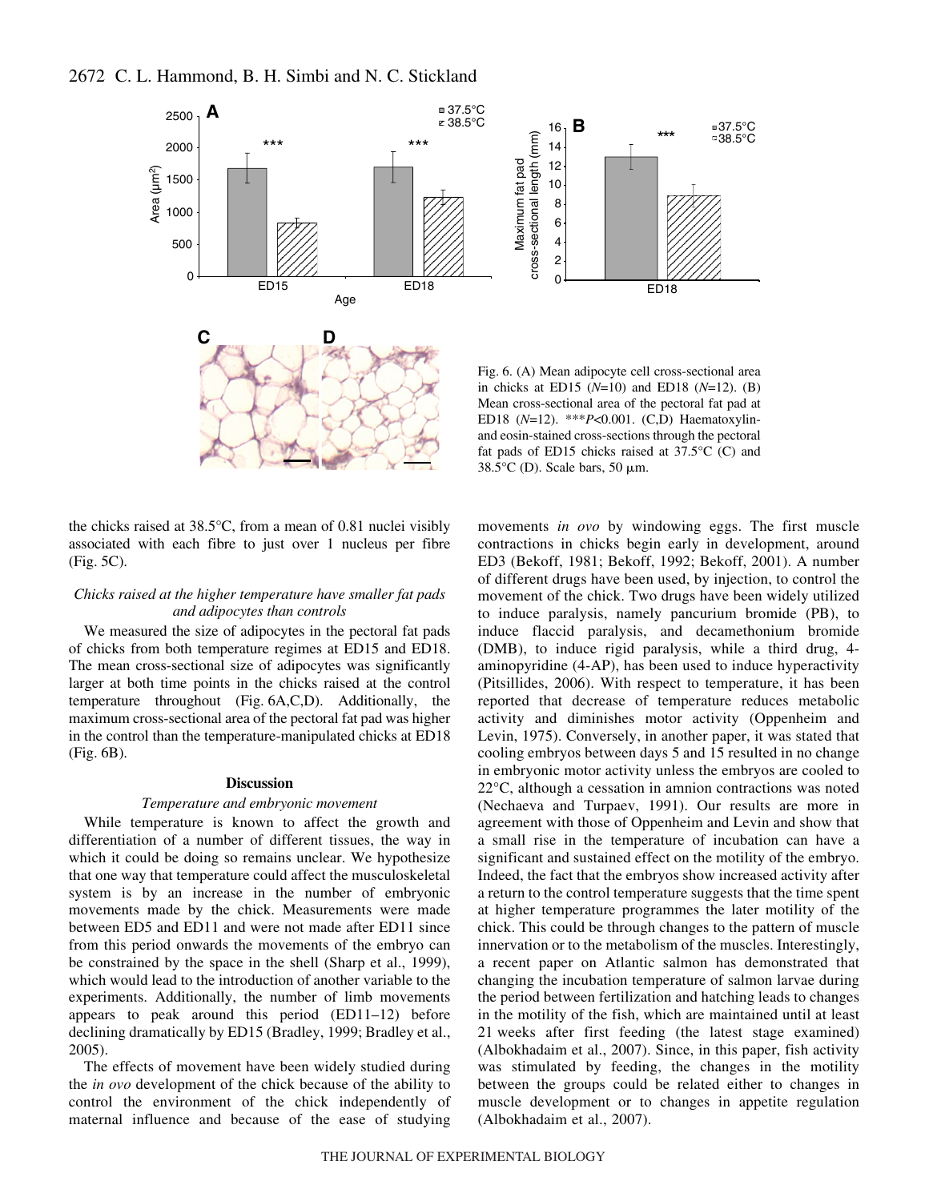Fig. 6. (A) Mean adipocyte cell cross-sectional area in chicks at ED15 ($N$=10) and ED18 ($N$=12). (B) Mean cross-sectional area of the pectoral fat pad at ED18 ($N$=12). ***$P$<0.001. (C,D) Haematoxylin- and eosin-stained cross-sections through the pectoral fat pads of ED15 chicks raised at 37.5°C (C) and 38.5°C (D). Scale bars, 50 μm.

the chicks raised at 38.5°C, from a mean of 0.81 nuclei visibly associated with each fibre to just over 1 nucleus per fibre (Fig. 5C).

### *Chicks raised at the higher temperature have smaller fat pads and adipocytes than controls*

We measured the size of adipocytes in the pectoral fat pads of chicks from both temperature regimes at ED15 and ED18. The mean cross-sectional size of adipocytes was significantly larger at both time points in the chicks raised at the control temperature throughout (Fig. 6A,C,D). Additionally, the maximum cross-sectional area of the pectoral fat pad was higher in the control than the temperature-manipulated chicks at ED18 (Fig. 6B).

## Discussion

### *Temperature and embryonic movement*

While temperature is known to affect the growth and differentiation of a number of different tissues, the way in which it could be doing so remains unclear. We hypothesize that one way that temperature could affect the musculoskeletal system is by an increase in the number of embryonic movements made by the chick. Measurements were made between ED5 and ED11 and were not made after ED11 since from this period onwards the movements of the embryo can be constrained by the space in the shell (Sharp et al., 1999), which would lead to the introduction of another variable to the experiments. Additionally, the number of limb movements appears to peak around this period (ED11–12) before declining dramatically by ED15 (Bradley, 1999; Bradley et al., 2005).

The effects of movement have been widely studied during the *in ovo* development of the chick because of the ability to control the environment of the chick independently of maternal influence and because of the ease of studying movements *in ovo* by windowing eggs. The first muscle contractions in chicks begin early in development, around ED3 (Bekoff, 1981; Bekoff, 1992; Bekoff, 2001). A number of different drugs have been used, by injection, to control the movement of the chick. Two drugs have been widely utilized to induce paralysis, namely pancurium bromide (PB), to induce flaccid paralysis, and decamethonium bromide (DMB), to induce rigid paralysis, while a third drug, 4-aminopyridine (4-AP), has been used to induce hyperactivity (Pitsillides, 2006). With respect to temperature, it has been reported that decrease of temperature reduces metabolic activity and diminishes motor activity (Oppenheim and Levin, 1975). Conversely, in another paper, it was stated that cooling embryos between days 5 and 15 resulted in no change in embryonic motor activity unless the embryos are cooled to 22°C, although a cessation in amnion contractions was noted (Nechaeva and Turpaev, 1991). Our results are more in agreement with those of Oppenheim and Levin and show that a small rise in the temperature of incubation can have a significant and sustained effect on the motility of the embryo. Indeed, the fact that the embryos show increased activity after a return to the control temperature suggests that the time spent at higher temperature programmes the later motility of the chick. This could be through changes to the pattern of muscle innervation or to the metabolism of the muscles. Interestingly, a recent paper on Atlantic salmon has demonstrated that changing the incubation temperature of salmon larvae during the period between fertilization and hatching leads to changes in the motility of the fish, which are maintained until at least 21 weeks after first feeding (the latest stage examined) (Albokhadaim et al., 2007). Since, in this paper, fish activity was stimulated by feeding, the changes in the motility between the groups could be related either to changes in muscle development or to changes in appetite regulation (Albokhadaim et al., 2007).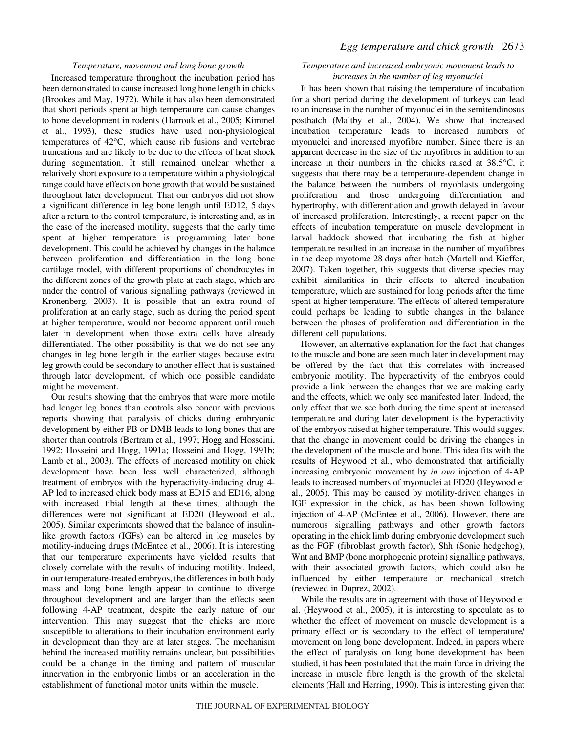### *Temperature, movement and long bone growth*

Increased temperature throughout the incubation period has been demonstrated to cause increased long bone length in chicks (Brookes and May, 1972). While it has also been demonstrated that short periods spent at high temperature can cause changes to bone development in rodents (Harrouk et al., 2005; Kimmel et al., 1993), these studies have used non-physiological temperatures of 42°C, which cause rib fusions and vertebrae truncations and are likely to be due to the effects of heat shock during segmentation. It still remained unclear whether a relatively short exposure to a temperature within a physiological range could have effects on bone growth that would be sustained throughout later development. That our embryos did not show a significant difference in leg bone length until ED12, 5 days after a return to the control temperature, is interesting and, as in the case of the increased motility, suggests that the early time spent at higher temperature is programming later bone development. This could be achieved by changes in the balance between proliferation and differentiation in the long bone cartilage model, with different proportions of chondrocytes in the different zones of the growth plate at each stage, which are under the control of various signalling pathways (reviewed in Kronenberg, 2003). It is possible that an extra round of proliferation at an early stage, such as during the period spent at higher temperature, would not become apparent until much later in development when those extra cells have already differentiated. The other possibility is that we do not see any changes in leg bone length in the earlier stages because extra leg growth could be secondary to another effect that is sustained through later development, of which one possible candidate might be movement.

Our results showing that the embryos that were more motile had longer leg bones than controls also concur with previous reports showing that paralysis of chicks during embryonic development by either PB or DMB leads to long bones that are shorter than controls (Bertram et al., 1997; Hogg and Hosseini, 1992; Hosseini and Hogg, 1991a; Hosseini and Hogg, 1991b; Lamb et al., 2003). The effects of increased motility on chick development have been less well characterized, although treatment of embryos with the hyperactivity-inducing drug 4-AP led to increased chick body mass at ED15 and ED16, along with increased tibial length at these times, although the differences were not significant at ED20 (Heywood et al., 2005). Similar experiments showed that the balance of insulin-like growth factors (IGFs) can be altered in leg muscles by motility-inducing drugs (McEntee et al., 2006). It is interesting that our temperature experiments have yielded results that closely correlate with the results of inducing motility. Indeed, in our temperature-treated embryos, the differences in both body mass and long bone length appear to continue to diverge throughout development and are larger than the effects seen following 4-AP treatment, despite the early nature of our intervention. This may suggest that the chicks are more susceptible to alterations to their incubation environment early in development than they are at later stages. The mechanism behind the increased motility remains unclear, but possibilities could be a change in the timing and pattern of muscular innervation in the embryonic limbs or an acceleration in the establishment of functional motor units within the muscle.

### *Temperature and increased embryonic movement leads to increases in the number of leg myonuclei*

It has been shown that raising the temperature of incubation for a short period during the development of turkeys can lead to an increase in the number of myonuclei in the semitendinosus posthatch (Maltby et al., 2004). We show that increased incubation temperature leads to increased numbers of myonuclei and increased myofibre number. Since there is an apparent decrease in the size of the myofibres in addition to an increase in their numbers in the chicks raised at 38.5°C, it suggests that there may be a temperature-dependent change in the balance between the numbers of myoblasts undergoing proliferation and those undergoing differentiation and hypertrophy, with differentiation and growth delayed in favour of increased proliferation. Interestingly, a recent paper on the effects of incubation temperature on muscle development in larval haddock showed that incubating the fish at higher temperature resulted in an increase in the number of myofibres in the deep myotome 28 days after hatch (Martell and Kieffer, 2007). Taken together, this suggests that diverse species may exhibit similarities in their effects to altered incubation temperature, which are sustained for long periods after the time spent at higher temperature. The effects of altered temperature could perhaps be leading to subtle changes in the balance between the phases of proliferation and differentiation in the different cell populations.

However, an alternative explanation for the fact that changes to the muscle and bone are seen much later in development may be offered by the fact that this correlates with increased embryonic motility. The hyperactivity of the embryos could provide a link between the changes that we are making early and the effects, which we only see manifested later. Indeed, the only effect that we see both during the time spent at increased temperature and during later development is the hyperactivity of the embryos raised at higher temperature. This would suggest that the change in movement could be driving the changes in the development of the muscle and bone. This idea fits with the results of Heywood et al., who demonstrated that artificially increasing embryonic movement by *in ovo* injection of 4-AP leads to increased numbers of myonuclei at ED20 (Heywood et al., 2005). This may be caused by motility-driven changes in IGF expression in the chick, as has been shown following injection of 4-AP (McEntee et al., 2006). However, there are numerous signalling pathways and other growth factors operating in the chick limb during embryonic development such as the FGF (fibroblast growth factor), Shh (Sonic hedgehog), Wnt and BMP (bone morphogenic protein) signalling pathways, with their associated growth factors, which could also be influenced by either temperature or mechanical stretch (reviewed in Duprez, 2002).

While the results are in agreement with those of Heywood et al. (Heywood et al., 2005), it is interesting to speculate as to whether the effect of movement on muscle development is a primary effect or is secondary to the effect of temperature/movement on long bone development. Indeed, in papers where the effect of paralysis on long bone development has been studied, it has been postulated that the main force in driving the increase in muscle fibre length is the growth of the skeletal elements (Hall and Herring, 1990). This is interesting given that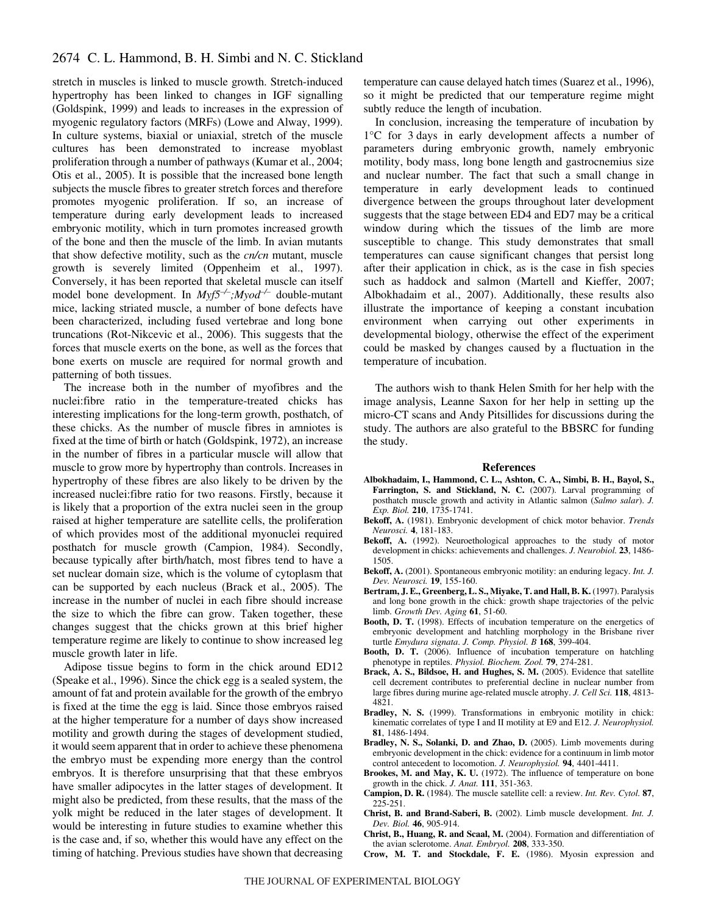stretch in muscles is linked to muscle growth. Stretch-induced hypertrophy has been linked to changes in IGF signalling (Goldspink, 1999) and leads to increases in the expression of myogenic regulatory factors (MRFs) (Lowe and Alway, 1999). In culture systems, biaxial or uniaxial, stretch of the muscle cultures has been demonstrated to increase myoblast proliferation through a number of pathways (Kumar et al., 2004; Otis et al., 2005). It is possible that the increased bone length subjects the muscle fibres to greater stretch forces and therefore promotes myogenic proliferation. If so, an increase of temperature during early development leads to increased embryonic motility, which in turn promotes increased growth of the bone and then the muscle of the limb. In avian mutants that show defective motility, such as the *cn/cn* mutant, muscle growth is severely limited (Oppenheim et al., 1997). Conversely, it has been reported that skeletal muscle can itself model bone development. In $Myf5^{-/-};Myod^{-/-}$ double-mutant mice, lacking striated muscle, a number of bone defects have been characterized, including fused vertebrae and long bone truncations (Rot-Nikcevic et al., 2006). This suggests that the forces that muscle exerts on the bone, as well as the forces that bone exerts on muscle are required for normal growth and patterning of both tissues.

The increase both in the number of myofibres and the nuclei:fibre ratio in the temperature-treated chicks has interesting implications for the long-term growth, posthatch, of these chicks. As the number of muscle fibres in amniotes is fixed at the time of birth or hatch (Goldspink, 1972), an increase in the number of fibres in a particular muscle will allow that muscle to grow more by hypertrophy than controls. Increases in hypertrophy of these fibres are also likely to be driven by the increased nuclei:fibre ratio for two reasons. Firstly, because it is likely that a proportion of the extra nuclei seen in the group raised at higher temperature are satellite cells, the proliferation of which provides most of the additional myonuclei required posthatch for muscle growth (Campion, 1984). Secondly, because typically after birth/hatch, most fibres tend to have a set nuclear domain size, which is the volume of cytoplasm that can be supported by each nucleus (Brack et al., 2005). The increase in the number of nuclei in each fibre should increase the size to which the fibre can grow. Taken together, these changes suggest that the chicks grown at this brief higher temperature regime are likely to continue to show increased leg muscle growth later in life.

Adipose tissue begins to form in the chick around ED12 (Speake et al., 1996). Since the chick egg is a sealed system, the amount of fat and protein available for the growth of the embryo is fixed at the time the egg is laid. Since those embryos raised at the higher temperature for a number of days show increased motility and growth during the stages of development studied, it would seem apparent that in order to achieve these phenomena the embryo must be expending more energy than the control embryos. It is therefore unsurprising that that these embryos have smaller adipocytes in the latter stages of development. It might also be predicted, from these results, that the mass of the yolk might be reduced in the later stages of development. It would be interesting in future studies to examine whether this is the case and, if so, whether this would have any effect on the timing of hatching. Previous studies have shown that decreasing temperature can cause delayed hatch times (Suarez et al., 1996), so it might be predicted that our temperature regime might subtly reduce the length of incubation.

In conclusion, increasing the temperature of incubation by 1°C for 3 days in early development affects a number of parameters during embryonic growth, namely embryonic motility, body mass, long bone length and gastrocnemius size and nuclear number. The fact that such a small change in temperature in early development leads to continued divergence between the groups throughout later development suggests that the stage between ED4 and ED7 may be a critical window during which the tissues of the limb are more susceptible to change. This study demonstrates that small temperatures can cause significant changes that persist long after their application in chick, as is the case in fish species such as haddock and salmon (Martell and Kieffer, 2007; Albokhadaim et al., 2007). Additionally, these results also illustrate the importance of keeping a constant incubation environment when carrying out other experiments in developmental biology, otherwise the effect of the experiment could be masked by changes caused by a fluctuation in the temperature of incubation.

The authors wish to thank Helen Smith for her help with the image analysis, Leanne Saxon for her help in setting up the micro-CT scans and Andy Pitsillides for discussions during the study. The authors are also grateful to the BBSRC for funding the study.

## References

**Albokhadaim, I., Hammond, C. L., Ashton, C. A., Simbi, B. H., Bayol, S., Farrington, S. and Stickland, N. C.** (2007). Larval programming of posthatch muscle growth and activity in Atlantic salmon (*Salmo salar*). *J. Exp. Biol.* **210**, 1735-1741.

**Bekoff, A.** (1981). Embryonic development of chick motor behavior. *Trends Neurosci.* **4**, 181-183.

**Bekoff, A.** (1992). Neuroethological approaches to the study of motor development in chicks: achievements and challenges. *J. Neurobiol.* **23**, 1486-1505.

**Bekoff, A.** (2001). Spontaneous embryonic motility: an enduring legacy. *Int. J. Dev. Neurosci.* **19**, 155-160.

**Bertram, J. E., Greenberg, L. S., Miyake, T. and Hall, B. K.** (1997). Paralysis and long bone growth in the chick: growth shape trajectories of the pelvic limb. *Growth Dev. Aging* **61**, 51-60.

**Booth, D. T.** (1998). Effects of incubation temperature on the energetics of embryonic development and hatchling morphology in the Brisbane river turtle *Emydura signata*. *J. Comp. Physiol. B* **168**, 399-404.

**Booth, D. T.** (2006). Influence of incubation temperature on hatchling phenotype in reptiles. *Physiol. Biochem. Zool.* **79**, 274-281.

**Brack, A. S., Bildsoe, H. and Hughes, S. M.** (2005). Evidence that satellite cell decrement contributes to preferential decline in nuclear number from large fibres during murine age-related muscle atrophy. *J. Cell Sci.* **118**, 4813-4821.

**Bradley, N. S.** (1999). Transformations in embryonic motility in chick: kinematic correlates of type I and II motility at E9 and E12. *J. Neurophysiol.* **81**, 1486-1494.

**Bradley, N. S., Solanki, D. and Zhao, D.** (2005). Limb movements during embryonic development in the chick: evidence for a continuum in limb motor control antecedent to locomotion. *J. Neurophysiol.* **94**, 4401-4411.

**Brookes, M. and May, K. U.** (1972). The influence of temperature on bone growth in the chick. *J. Anat.* **111**, 351-363.

**Campion, D. R.** (1984). The muscle satellite cell: a review. *Int. Rev. Cytol.* **87**, 225-251.

**Christ, B. and Brand-Saberi, B.** (2002). Limb muscle development. *Int. J. Dev. Biol.* **46**, 905-914.

**Christ, B., Huang, R. and Scaal, M.** (2004). Formation and differentiation of the avian sclerotome. *Anat. Embryol.* **208**, 333-350.

**Crow, M. T. and Stockdale, F. E.** (1986). Myosin expression and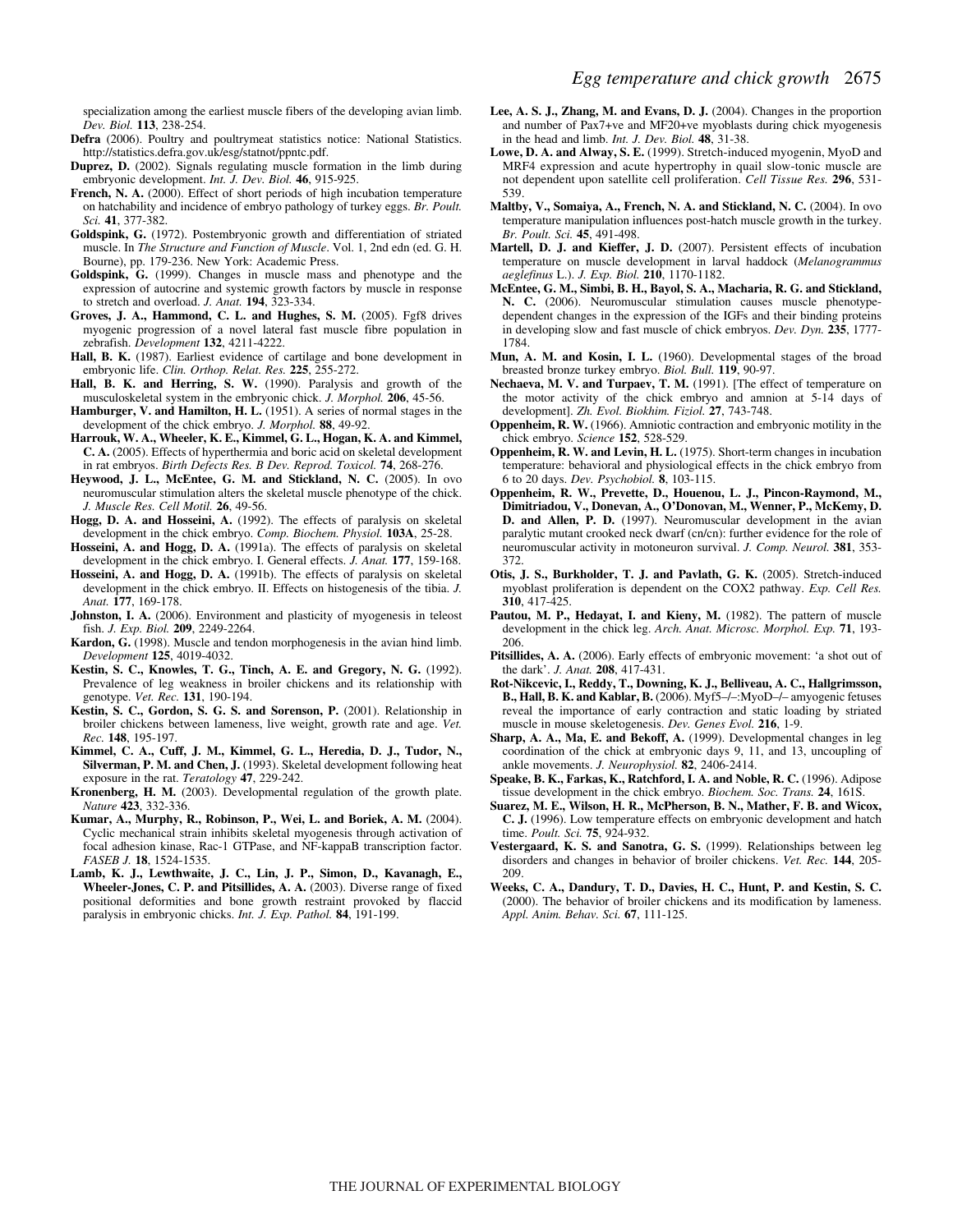specialization among the earliest muscle fibers of the developing avian limb. *Dev. Biol.* **113**, 238-254.

**Defra** (2006). Poultry and poultrymeat statistics notice: National Statistics. http://statistics.defra.gov.uk/esg/statnot/ppntc.pdf.

**Duprez, D.** (2002). Signals regulating muscle formation in the limb during embryonic development. *Int. J. Dev. Biol.* **46**, 915-925.

**French, N. A.** (2000). Effect of short periods of high incubation temperature on hatchability and incidence of embryo pathology of turkey eggs. *Br. Poult. Sci.* **41**, 377-382.

**Goldspink, G.** (1972). Postembryonic growth and differentiation of striated muscle. In *The Structure and Function of Muscle*. Vol. 1, 2nd edn (ed. G. H. Bourne), pp. 179-236. New York: Academic Press.

**Goldspink, G.** (1999). Changes in muscle mass and phenotype and the expression of autocrine and systemic growth factors by muscle in response to stretch and overload. *J. Anat.* **194**, 323-334.

**Groves, J. A., Hammond, C. L. and Hughes, S. M.** (2005). Fgf8 drives myogenic progression of a novel lateral fast muscle fibre population in zebrafish. *Development* **132**, 4211-4222.

**Hall, B. K.** (1987). Earliest evidence of cartilage and bone development in embryonic life. *Clin. Orthop. Relat. Res.* **225**, 255-272.

**Hall, B. K. and Herring, S. W.** (1990). Paralysis and growth of the musculoskeletal system in the embryonic chick. *J. Morphol.* **206**, 45-56.

**Hamburger, V. and Hamilton, H. L.** (1951). A series of normal stages in the development of the chick embryo. *J. Morphol.* **88**, 49-92.

**Harrouk, W. A., Wheeler, K. E., Kimmel, G. L., Hogan, K. A. and Kimmel, C. A.** (2005). Effects of hyperthermia and boric acid on skeletal development in rat embryos. *Birth Defects Res. B Dev. Reprod. Toxicol.* **74**, 268-276.

**Heywood, J. L., McEntee, G. M. and Stickland, N. C.** (2005). In ovo neuromuscular stimulation alters the skeletal muscle phenotype of the chick. *J. Muscle Res. Cell Motil.* **26**, 49-56.

**Hogg, D. A. and Hosseini, A.** (1992). The effects of paralysis on skeletal development in the chick embryo. *Comp. Biochem. Physiol.* **103A**, 25-28.

**Hosseini, A. and Hogg, D. A.** (1991a). The effects of paralysis on skeletal development in the chick embryo. I. General effects. *J. Anat.* **177**, 159-168.

**Hosseini, A. and Hogg, D. A.** (1991b). The effects of paralysis on skeletal development in the chick embryo. II. Effects on histogenesis of the tibia. *J. Anat.* **177**, 169-178.

**Johnston, I. A.** (2006). Environment and plasticity of myogenesis in teleost fish. *J. Exp. Biol.* **209**, 2249-2264.

**Kardon, G.** (1998). Muscle and tendon morphogenesis in the avian hind limb. *Development* **125**, 4019-4032.

**Kestin, S. C., Knowles, T. G., Tinch, A. E. and Gregory, N. G.** (1992). Prevalence of leg weakness in broiler chickens and its relationship with genotype. *Vet. Rec.* **131**, 190-194.

**Kestin, S. C., Gordon, S. G. S. and Sorenson, P.** (2001). Relationship in broiler chickens between lameness, live weight, growth rate and age. *Vet. Rec.* **148**, 195-197.

**Kimmel, C. A., Cuff, J. M., Kimmel, G. L., Heredia, D. J., Tudor, N., Silverman, P. M. and Chen, J.** (1993). Skeletal development following heat exposure in the rat. *Teratology* **47**, 229-242.

**Kronenberg, H. M.** (2003). Developmental regulation of the growth plate. *Nature* **423**, 332-336.

**Kumar, A., Murphy, R., Robinson, P., Wei, L. and Boriek, A. M.** (2004). Cyclic mechanical strain inhibits skeletal myogenesis through activation of focal adhesion kinase, Rac-1 GTPase, and NF-kappaB transcription factor. *FASEB J.* **18**, 1524-1535.

**Lamb, K. J., Lewthwaite, J. C., Lin, J. P., Simon, D., Kavanagh, E., Wheeler-Jones, C. P. and Pitsillides, A. A.** (2003). Diverse range of fixed positional deformities and bone growth restraint provoked by flaccid paralysis in embryonic chicks. *Int. J. Exp. Pathol.* **84**, 191-199.

**Lee, A. S. J., Zhang, M. and Evans, D. J.** (2004). Changes in the proportion and number of Pax7+ve and MF20+ve myoblasts during chick myogenesis in the head and limb. *Int. J. Dev. Biol.* **48**, 31-38.

**Lowe, D. A. and Alway, S. E.** (1999). Stretch-induced myogenin, MyoD and MRF4 expression and acute hypertrophy in quail slow-tonic muscle are not dependent upon satellite cell proliferation. *Cell Tissue Res.* **296**, 531-539.

**Maltby, V., Somaiya, A., French, N. A. and Stickland, N. C.** (2004). In ovo temperature manipulation influences post-hatch muscle growth in the turkey. *Br. Poult. Sci.* **45**, 491-498.

**Martell, D. J. and Kieffer, J. D.** (2007). Persistent effects of incubation temperature on muscle development in larval haddock (*Melanogrammus aeglefinus* L.). *J. Exp. Biol.* **210**, 1170-1182.

**McEntee, G. M., Simbi, B. H., Bayol, S. A., Macharia, R. G. and Stickland, N. C.** (2006). Neuromuscular stimulation causes muscle phenotype-dependent changes in the expression of the IGFs and their binding proteins in developing slow and fast muscle of chick embryos. *Dev. Dyn.* **235**, 1777-1784.

**Mun, A. M. and Kosin, I. L.** (1960). Developmental stages of the broad breasted bronze turkey embryo. *Biol. Bull.* **119**, 90-97.

**Nechaeva, M. V. and Turpaev, T. M.** (1991). [The effect of temperature on the motor activity of the chick embryo and amnion at 5-14 days of development]. *Zh. Evol. Biokhim. Fiziol.* **27**, 743-748.

**Oppenheim, R. W.** (1966). Amniotic contraction and embryonic motility in the chick embryo. *Science* **152**, 528-529.

**Oppenheim, R. W. and Levin, H. L.** (1975). Short-term changes in incubation temperature: behavioral and physiological effects in the chick embryo from 6 to 20 days. *Dev. Psychobiol.* **8**, 103-115.

**Oppenheim, R. W., Prevette, D., Houenou, L. J., Pincon-Raymond, M., Dimitriadou, V., Donevan, A., O'Donovan, M., Wenner, P., McKemy, D. D. and Allen, P. D.** (1997). Neuromuscular development in the avian paralytic mutant crooked neck dwarf (cn/cn): further evidence for the role of neuromuscular activity in motoneuron survival. *J. Comp. Neurol.* **381**, 353-372.

**Otis, J. S., Burkholder, T. J. and Pavlath, G. K.** (2005). Stretch-induced myoblast proliferation is dependent on the COX2 pathway. *Exp. Cell Res.* **310**, 417-425.

**Pautou, M. P., Hedayat, I. and Kieny, M.** (1982). The pattern of muscle development in the chick leg. *Arch. Anat. Microsc. Morphol. Exp.* **71**, 193-206.

**Pitsillides, A. A.** (2006). Early effects of embryonic movement: 'a shot out of the dark'. *J. Anat.* **208**, 417-431.

**Rot-Nikcevic, I., Reddy, T., Downing, K. J., Belliveau, A. C., Hallgrimsson, B., Hall, B. K. and Kablar, B.** (2006). Myf5–/–:MyoD–/– amyogenic fetuses reveal the importance of early contraction and static loading by striated muscle in mouse skeletogenesis. *Dev. Genes Evol.* **216**, 1-9.

**Sharp, A. A., Ma, E. and Bekoff, A.** (1999). Developmental changes in leg coordination of the chick at embryonic days 9, 11, and 13, uncoupling of ankle movements. *J. Neurophysiol.* **82**, 2406-2414.

**Speake, B. K., Farkas, K., Ratchford, I. A. and Noble, R. C.** (1996). Adipose tissue development in the chick embryo. *Biochem. Soc. Trans.* **24**, 161S.

**Suarez, M. E., Wilson, H. R., McPherson, B. N., Mather, F. B. and Wicox, C. J.** (1996). Low temperature effects on embryonic development and hatch time. *Poult. Sci.* **75**, 924-932.

**Vestergaard, K. S. and Sanotra, G. S.** (1999). Relationships between leg disorders and changes in behavior of broiler chickens. *Vet. Rec.* **144**, 205-209.

**Weeks, C. A., Dandury, T. D., Davies, H. C., Hunt, P. and Kestin, S. C.** (2000). The behavior of broiler chickens and its modification by lameness. *Appl. Anim. Behav. Sci.* **67**, 111-125.